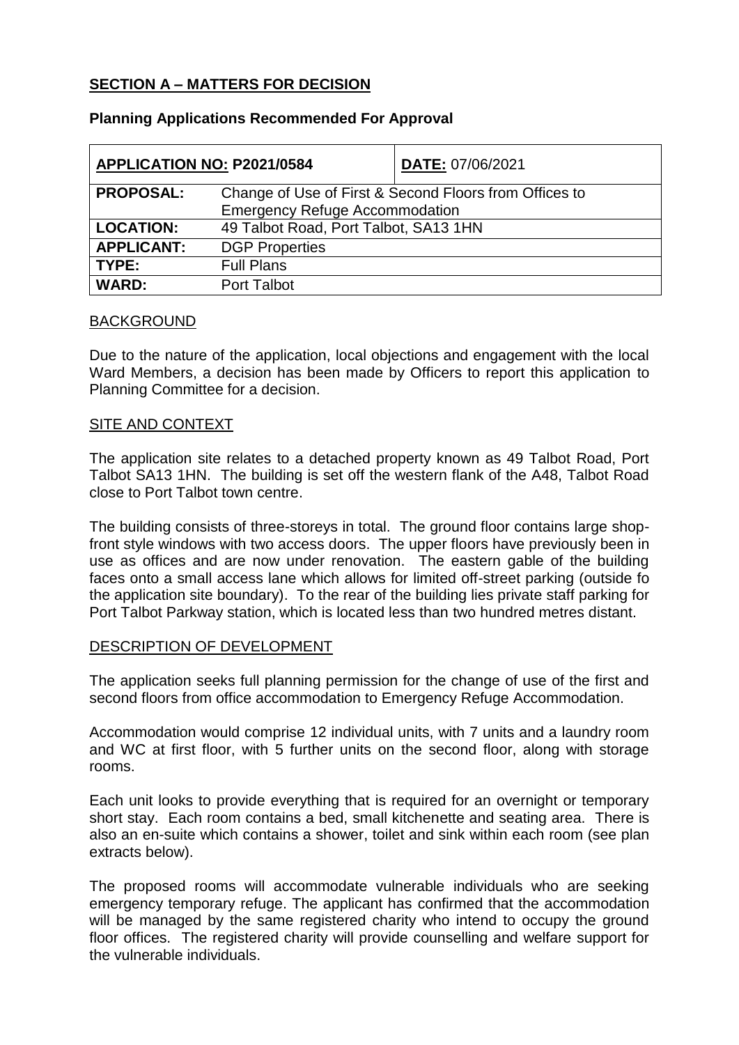## SECTION A – MATTERS FOR DECISION

### Planning Applications Recommended For Approval

| APPLICATION NO: P2021/0584 | | DATE: 07/06/2021 |
|---|---|---|
| **PROPOSAL:** | Change of Use of First & Second Floors from Offices to Emergency Refuge Accommodation | |
| **LOCATION:** | 49 Talbot Road, Port Talbot, SA13 1HN | |
| **APPLICANT:** | DGP Properties | |
| **TYPE:** | Full Plans | |
| **WARD:** | Port Talbot | |

### BACKGROUND

Due to the nature of the application, local objections and engagement with the local Ward Members, a decision has been made by Officers to report this application to Planning Committee for a decision.

### SITE AND CONTEXT

The application site relates to a detached property known as 49 Talbot Road, Port Talbot SA13 1HN. The building is set off the western flank of the A48, Talbot Road close to Port Talbot town centre.

The building consists of three-storeys in total. The ground floor contains large shop-front style windows with two access doors. The upper floors have previously been in use as offices and are now under renovation. The eastern gable of the building faces onto a small access lane which allows for limited off-street parking (outside fo the application site boundary). To the rear of the building lies private staff parking for Port Talbot Parkway station, which is located less than two hundred metres distant.

### DESCRIPTION OF DEVELOPMENT

The application seeks full planning permission for the change of use of the first and second floors from office accommodation to Emergency Refuge Accommodation.

Accommodation would comprise 12 individual units, with 7 units and a laundry room and WC at first floor, with 5 further units on the second floor, along with storage rooms.

Each unit looks to provide everything that is required for an overnight or temporary short stay. Each room contains a bed, small kitchenette and seating area. There is also an en-suite which contains a shower, toilet and sink within each room (see plan extracts below).

The proposed rooms will accommodate vulnerable individuals who are seeking emergency temporary refuge. The applicant has confirmed that the accommodation will be managed by the same registered charity who intend to occupy the ground floor offices. The registered charity will provide counselling and welfare support for the vulnerable individuals.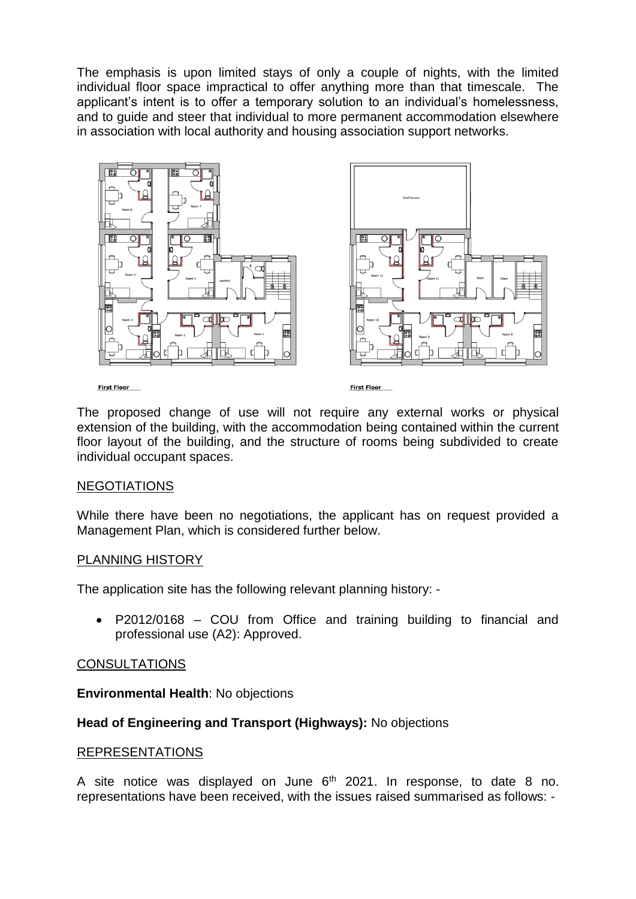The emphasis is upon limited stays of only a couple of nights, with the limited individual floor space impractical to offer anything more than that timescale. The applicant's intent is to offer a temporary solution to an individual's homelessness, and to guide and steer that individual to more permanent accommodation elsewhere in association with local authority and housing association support networks.

The proposed change of use will not require any external works or physical extension of the building, with the accommodation being contained within the current floor layout of the building, and the structure of rooms being subdivided to create individual occupant spaces.

## NEGOTIATIONS

While there have been no negotiations, the applicant has on request provided a Management Plan, which is considered further below.

## PLANNING HISTORY

The application site has the following relevant planning history: -

- P2012/0168 – COU from Office and training building to financial and professional use (A2): Approved.

## CONSULTATIONS

**Environmental Health**: No objections

**Head of Engineering and Transport (Highways):** No objections

## REPRESENTATIONS

A site notice was displayed on June 6th 2021. In response, to date 8 no. representations have been received, with the issues raised summarised as follows: -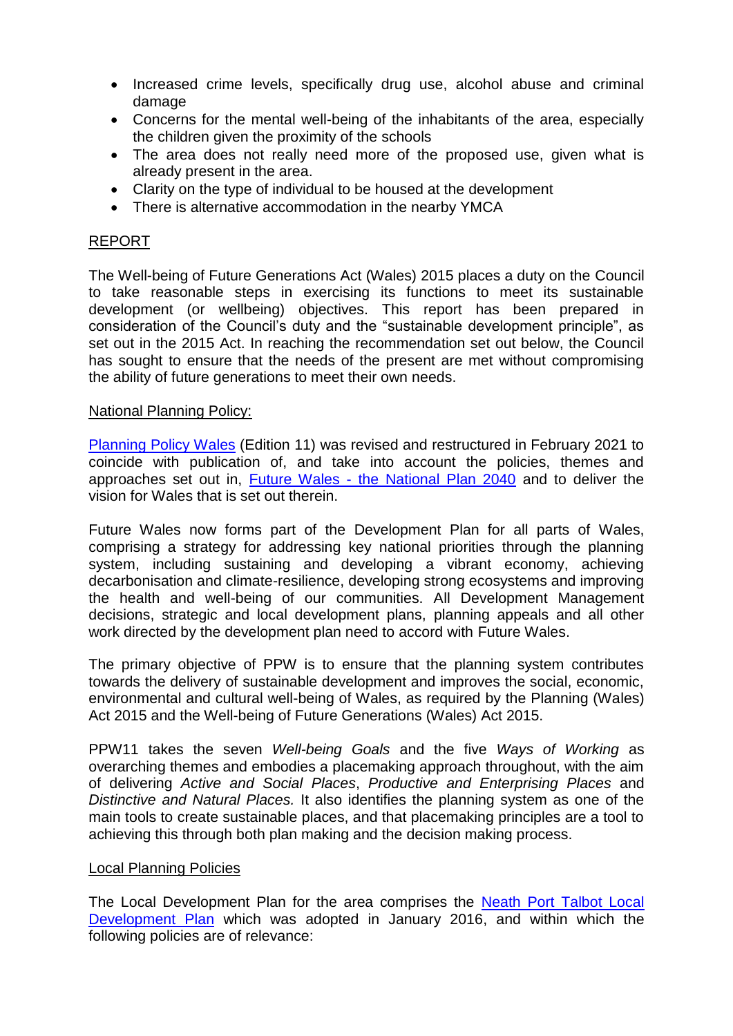- Increased crime levels, specifically drug use, alcohol abuse and criminal damage
- Concerns for the mental well-being of the inhabitants of the area, especially the children given the proximity of the schools
- The area does not really need more of the proposed use, given what is already present in the area.
- Clarity on the type of individual to be housed at the development
- There is alternative accommodation in the nearby YMCA

## REPORT

The Well-being of Future Generations Act (Wales) 2015 places a duty on the Council to take reasonable steps in exercising its functions to meet its sustainable development (or wellbeing) objectives. This report has been prepared in consideration of the Council's duty and the "sustainable development principle", as set out in the 2015 Act. In reaching the recommendation set out below, the Council has sought to ensure that the needs of the present are met without compromising the ability of future generations to meet their own needs.

### National Planning Policy:

Planning Policy Wales (Edition 11) was revised and restructured in February 2021 to coincide with publication of, and take into account the policies, themes and approaches set out in, Future Wales - the National Plan 2040 and to deliver the vision for Wales that is set out therein.

Future Wales now forms part of the Development Plan for all parts of Wales, comprising a strategy for addressing key national priorities through the planning system, including sustaining and developing a vibrant economy, achieving decarbonisation and climate-resilience, developing strong ecosystems and improving the health and well-being of our communities. All Development Management decisions, strategic and local development plans, planning appeals and all other work directed by the development plan need to accord with Future Wales.

The primary objective of PPW is to ensure that the planning system contributes towards the delivery of sustainable development and improves the social, economic, environmental and cultural well-being of Wales, as required by the Planning (Wales) Act 2015 and the Well-being of Future Generations (Wales) Act 2015.

PPW11 takes the seven *Well-being Goals* and the five *Ways of Working* as overarching themes and embodies a placemaking approach throughout, with the aim of delivering *Active and Social Places*, *Productive and Enterprising Places* and *Distinctive and Natural Places.* It also identifies the planning system as one of the main tools to create sustainable places, and that placemaking principles are a tool to achieving this through both plan making and the decision making process.

### Local Planning Policies

The Local Development Plan for the area comprises the Neath Port Talbot Local Development Plan which was adopted in January 2016, and within which the following policies are of relevance: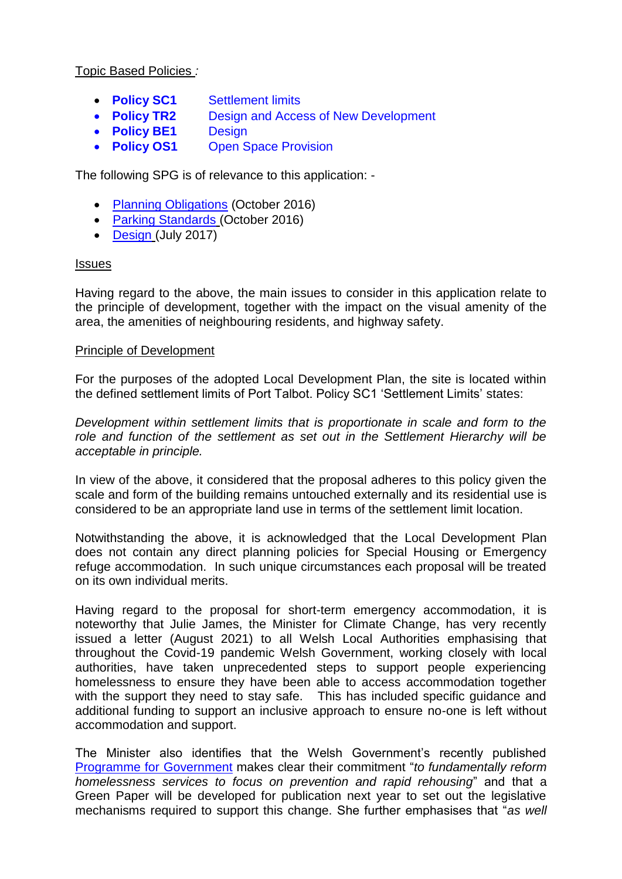Topic Based Policies *:*

- **Policy SC1** Settlement limits
- **Policy TR2** Design and Access of New Development
- **Policy BE1** Design
- **Policy OS1** Open Space Provision

The following SPG is of relevance to this application: -

- Planning Obligations (October 2016)
- Parking Standards (October 2016)
- Design (July 2017)

Issues

Having regard to the above, the main issues to consider in this application relate to the principle of development, together with the impact on the visual amenity of the area, the amenities of neighbouring residents, and highway safety.

Principle of Development

For the purposes of the adopted Local Development Plan, the site is located within the defined settlement limits of Port Talbot. Policy SC1 'Settlement Limits' states:

*Development within settlement limits that is proportionate in scale and form to the role and function of the settlement as set out in the Settlement Hierarchy will be acceptable in principle.*

In view of the above, it considered that the proposal adheres to this policy given the scale and form of the building remains untouched externally and its residential use is considered to be an appropriate land use in terms of the settlement limit location.

Notwithstanding the above, it is acknowledged that the Local Development Plan does not contain any direct planning policies for Special Housing or Emergency refuge accommodation. In such unique circumstances each proposal will be treated on its own individual merits.

Having regard to the proposal for short-term emergency accommodation, it is noteworthy that Julie James, the Minister for Climate Change, has very recently issued a letter (August 2021) to all Welsh Local Authorities emphasising that throughout the Covid-19 pandemic Welsh Government, working closely with local authorities, have taken unprecedented steps to support people experiencing homelessness to ensure they have been able to access accommodation together with the support they need to stay safe. This has included specific guidance and additional funding to support an inclusive approach to ensure no-one is left without accommodation and support.

The Minister also identifies that the Welsh Government's recently published Programme for Government makes clear their commitment "*to fundamentally reform homelessness services to focus on prevention and rapid rehousing*" and that a Green Paper will be developed for publication next year to set out the legislative mechanisms required to support this change. She further emphasises that "*as well*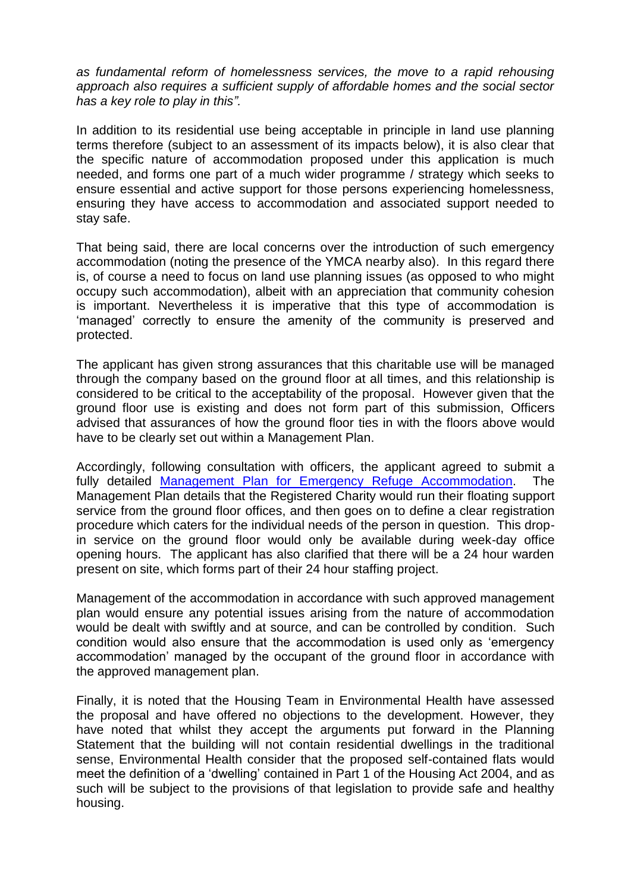*as fundamental reform of homelessness services, the move to a rapid rehousing approach also requires a sufficient supply of affordable homes and the social sector has a key role to play in this".*

In addition to its residential use being acceptable in principle in land use planning terms therefore (subject to an assessment of its impacts below), it is also clear that the specific nature of accommodation proposed under this application is much needed, and forms one part of a much wider programme / strategy which seeks to ensure essential and active support for those persons experiencing homelessness, ensuring they have access to accommodation and associated support needed to stay safe.

That being said, there are local concerns over the introduction of such emergency accommodation (noting the presence of the YMCA nearby also). In this regard there is, of course a need to focus on land use planning issues (as opposed to who might occupy such accommodation), albeit with an appreciation that community cohesion is important. Nevertheless it is imperative that this type of accommodation is 'managed' correctly to ensure the amenity of the community is preserved and protected.

The applicant has given strong assurances that this charitable use will be managed through the company based on the ground floor at all times, and this relationship is considered to be critical to the acceptability of the proposal. However given that the ground floor use is existing and does not form part of this submission, Officers advised that assurances of how the ground floor ties in with the floors above would have to be clearly set out within a Management Plan.

Accordingly, following consultation with officers, the applicant agreed to submit a fully detailed Management Plan for Emergency Refuge Accommodation. The Management Plan details that the Registered Charity would run their floating support service from the ground floor offices, and then goes on to define a clear registration procedure which caters for the individual needs of the person in question. This drop-in service on the ground floor would only be available during week-day office opening hours. The applicant has also clarified that there will be a 24 hour warden present on site, which forms part of their 24 hour staffing project.

Management of the accommodation in accordance with such approved management plan would ensure any potential issues arising from the nature of accommodation would be dealt with swiftly and at source, and can be controlled by condition. Such condition would also ensure that the accommodation is used only as 'emergency accommodation' managed by the occupant of the ground floor in accordance with the approved management plan.

Finally, it is noted that the Housing Team in Environmental Health have assessed the proposal and have offered no objections to the development. However, they have noted that whilst they accept the arguments put forward in the Planning Statement that the building will not contain residential dwellings in the traditional sense, Environmental Health consider that the proposed self-contained flats would meet the definition of a 'dwelling' contained in Part 1 of the Housing Act 2004, and as such will be subject to the provisions of that legislation to provide safe and healthy housing.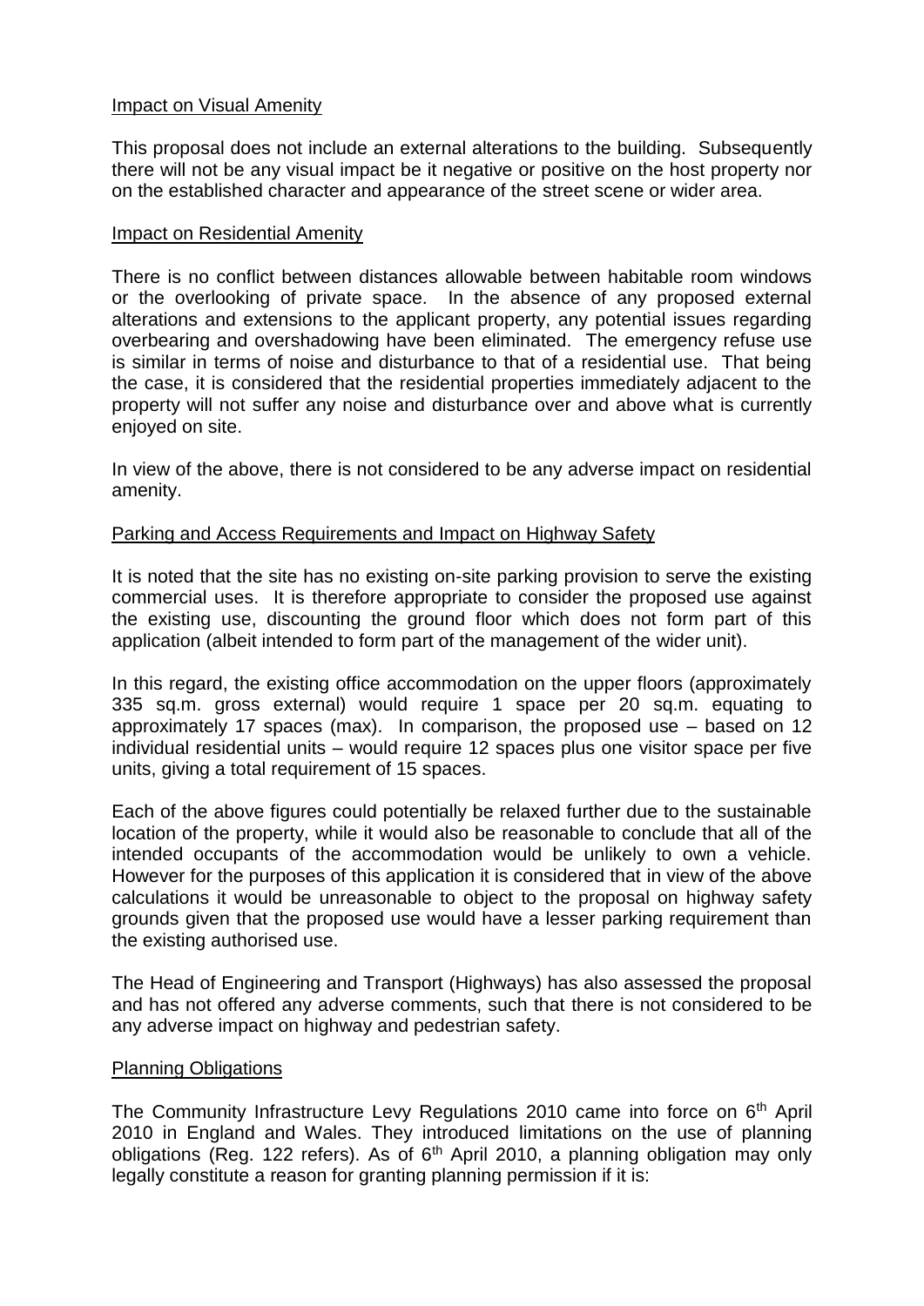Impact on Visual Amenity

This proposal does not include an external alterations to the building. Subsequently there will not be any visual impact be it negative or positive on the host property nor on the established character and appearance of the street scene or wider area.

Impact on Residential Amenity

There is no conflict between distances allowable between habitable room windows or the overlooking of private space. In the absence of any proposed external alterations and extensions to the applicant property, any potential issues regarding overbearing and overshadowing have been eliminated. The emergency refuse use is similar in terms of noise and disturbance to that of a residential use. That being the case, it is considered that the residential properties immediately adjacent to the property will not suffer any noise and disturbance over and above what is currently enjoyed on site.

In view of the above, there is not considered to be any adverse impact on residential amenity.

Parking and Access Requirements and Impact on Highway Safety

It is noted that the site has no existing on-site parking provision to serve the existing commercial uses. It is therefore appropriate to consider the proposed use against the existing use, discounting the ground floor which does not form part of this application (albeit intended to form part of the management of the wider unit).

In this regard, the existing office accommodation on the upper floors (approximately 335 sq.m. gross external) would require 1 space per 20 sq.m. equating to approximately 17 spaces (max). In comparison, the proposed use – based on 12 individual residential units – would require 12 spaces plus one visitor space per five units, giving a total requirement of 15 spaces.

Each of the above figures could potentially be relaxed further due to the sustainable location of the property, while it would also be reasonable to conclude that all of the intended occupants of the accommodation would be unlikely to own a vehicle. However for the purposes of this application it is considered that in view of the above calculations it would be unreasonable to object to the proposal on highway safety grounds given that the proposed use would have a lesser parking requirement than the existing authorised use.

The Head of Engineering and Transport (Highways) has also assessed the proposal and has not offered any adverse comments, such that there is not considered to be any adverse impact on highway and pedestrian safety.

Planning Obligations

The Community Infrastructure Levy Regulations 2010 came into force on 6th April 2010 in England and Wales. They introduced limitations on the use of planning obligations (Reg. 122 refers). As of 6th April 2010, a planning obligation may only legally constitute a reason for granting planning permission if it is: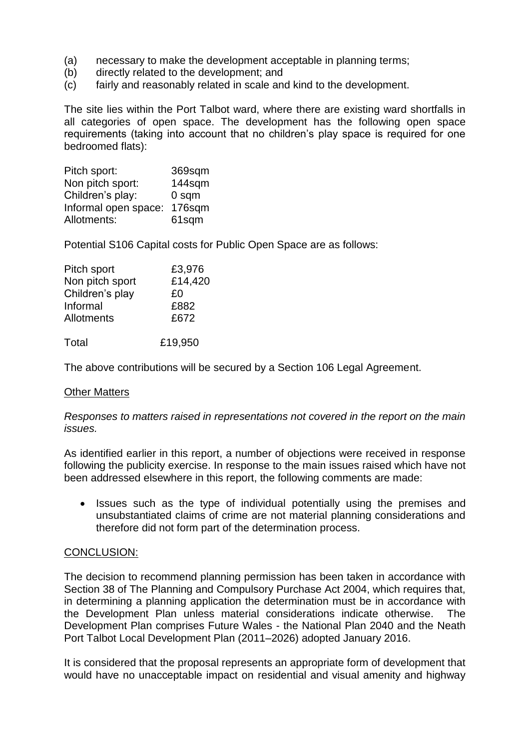(a) necessary to make the development acceptable in planning terms;
(b) directly related to the development; and
(c) fairly and reasonably related in scale and kind to the development.

The site lies within the Port Talbot ward, where there are existing ward shortfalls in all categories of open space. The development has the following open space requirements (taking into account that no children's play space is required for one bedroomed flats):

| | |
|---|---|
| Pitch sport: | 369sqm |
| Non pitch sport: | 144sqm |
| Children's play: | 0 sqm |
| Informal open space: | 176sqm |
| Allotments: | 61sqm |

Potential S106 Capital costs for Public Open Space are as follows:

| | |
|---|---|
| Pitch sport | £3,976 |
| Non pitch sport | £14,420 |
| Children's play | £0 |
| Informal | £882 |
| Allotments | £672 |
| Total | £19,950 |

The above contributions will be secured by a Section 106 Legal Agreement.

Other Matters

*Responses to matters raised in representations not covered in the report on the main issues.*

As identified earlier in this report, a number of objections were received in response following the publicity exercise. In response to the main issues raised which have not been addressed elsewhere in this report, the following comments are made:

- Issues such as the type of individual potentially using the premises and unsubstantiated claims of crime are not material planning considerations and therefore did not form part of the determination process.

CONCLUSION:

The decision to recommend planning permission has been taken in accordance with Section 38 of The Planning and Compulsory Purchase Act 2004, which requires that, in determining a planning application the determination must be in accordance with the Development Plan unless material considerations indicate otherwise. The Development Plan comprises Future Wales - the National Plan 2040 and the Neath Port Talbot Local Development Plan (2011–2026) adopted January 2016.

It is considered that the proposal represents an appropriate form of development that would have no unacceptable impact on residential and visual amenity and highway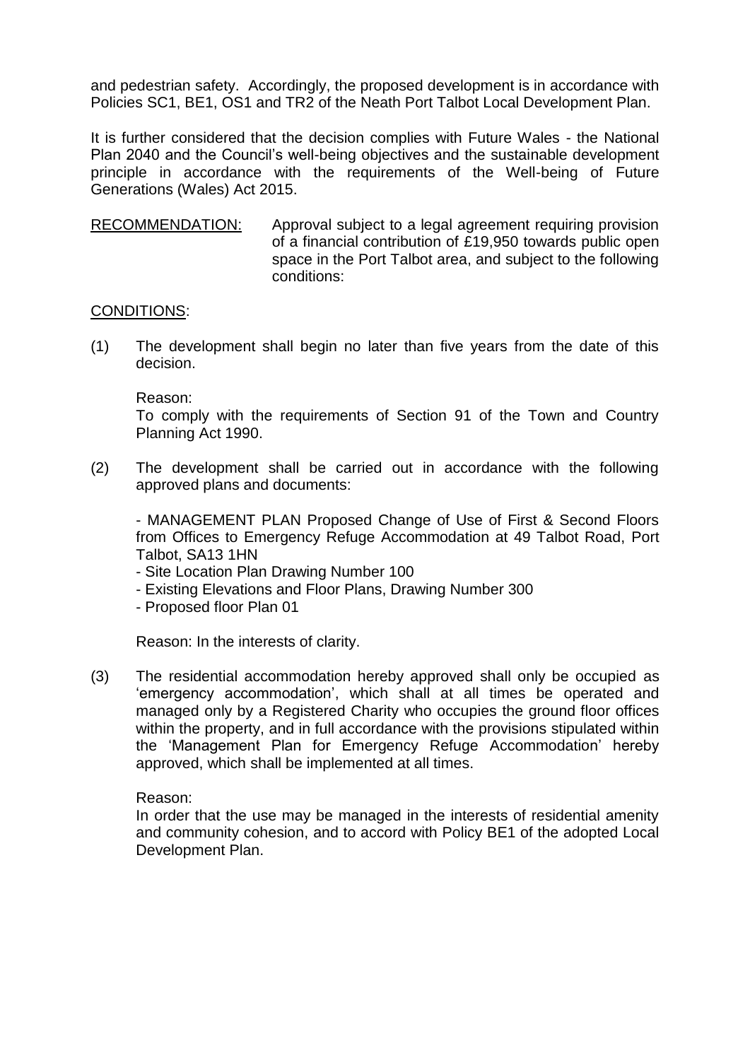and pedestrian safety. Accordingly, the proposed development is in accordance with Policies SC1, BE1, OS1 and TR2 of the Neath Port Talbot Local Development Plan.

It is further considered that the decision complies with Future Wales - the National Plan 2040 and the Council's well-being objectives and the sustainable development principle in accordance with the requirements of the Well-being of Future Generations (Wales) Act 2015.

RECOMMENDATION: Approval subject to a legal agreement requiring provision of a financial contribution of £19,950 towards public open space in the Port Talbot area, and subject to the following conditions:

CONDITIONS:

(1) The development shall begin no later than five years from the date of this decision.

Reason:
To comply with the requirements of Section 91 of the Town and Country Planning Act 1990.

(2) The development shall be carried out in accordance with the following approved plans and documents:

- MANAGEMENT PLAN Proposed Change of Use of First & Second Floors from Offices to Emergency Refuge Accommodation at 49 Talbot Road, Port Talbot, SA13 1HN
- Site Location Plan Drawing Number 100
- Existing Elevations and Floor Plans, Drawing Number 300
- Proposed floor Plan 01

Reason: In the interests of clarity.

(3) The residential accommodation hereby approved shall only be occupied as 'emergency accommodation', which shall at all times be operated and managed only by a Registered Charity who occupies the ground floor offices within the property, and in full accordance with the provisions stipulated within the 'Management Plan for Emergency Refuge Accommodation' hereby approved, which shall be implemented at all times.

Reason:
In order that the use may be managed in the interests of residential amenity and community cohesion, and to accord with Policy BE1 of the adopted Local Development Plan.